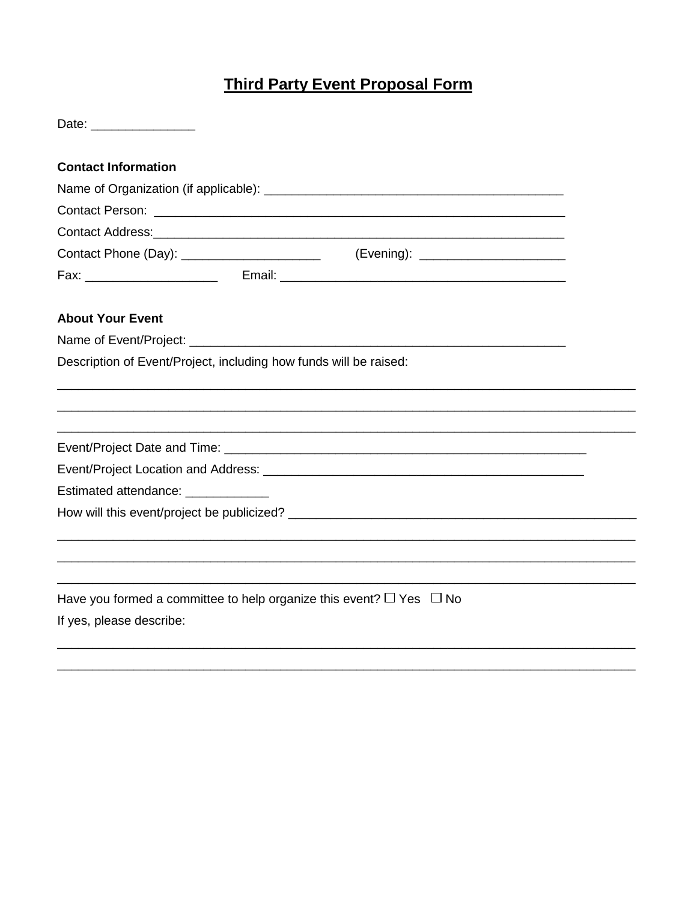# Third Party Event Proposal Form

Date: _______________

**Contact Information**

Name of Organization (if applicable): ___________________________________________

Contact Person: ___________________________________________________________

Contact Address:___________________________________________________________

Contact Phone (Day): ____________________ (Evening): _____________________

Fax: ___________________ Email: _________________________________________

**About Your Event**

Name of Event/Project: _____________________________________________________

Description of Event/Project, including how funds will be raised:

___________________________________________________________________________

___________________________________________________________________________

___________________________________________________________________________

Event/Project Date and Time: ________________________________________________

Event/Project Location and Address: ___________________________________________

Estimated attendance: ____________

How will this event/project be publicized? _______________________________________

___________________________________________________________________________

___________________________________________________________________________

___________________________________________________________________________

Have you formed a committee to help organize this event? ☐ Yes ☐ No

If yes, please describe:

___________________________________________________________________________

___________________________________________________________________________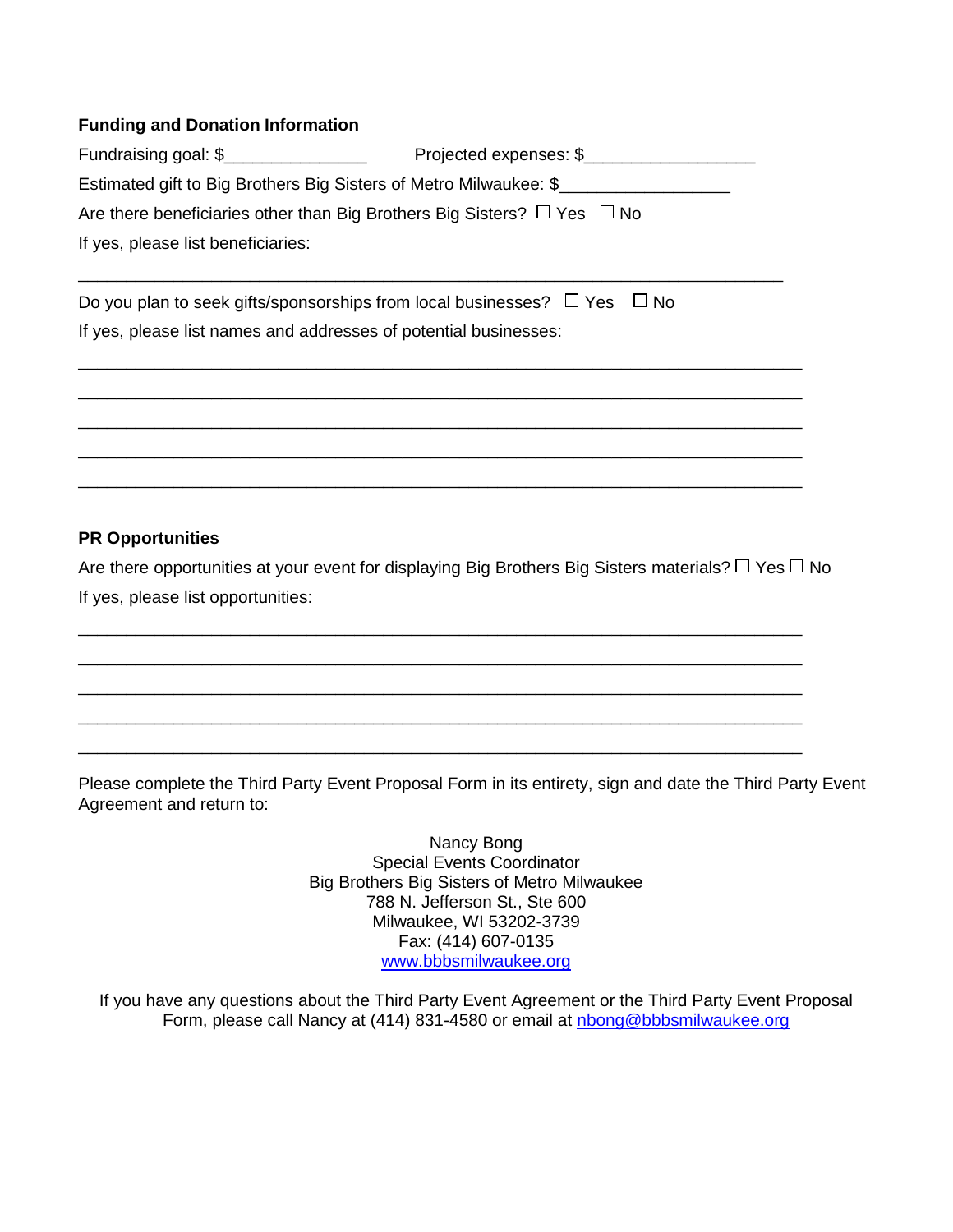**Funding and Donation Information**

Fundraising goal: $_______________ Projected expenses: $__________________

Estimated gift to Big Brothers Big Sisters of Metro Milwaukee: $__________________

Are there beneficiaries other than Big Brothers Big Sisters? ☐ Yes ☐ No

If yes, please list beneficiaries:

_____________________________________________________________________________

Do you plan to seek gifts/sponsorships from local businesses? ☐ Yes ☐ No

If yes, please list names and addresses of potential businesses:

_____________________________________________________________________________

_____________________________________________________________________________

_____________________________________________________________________________

_____________________________________________________________________________

_____________________________________________________________________________

**PR Opportunities**

Are there opportunities at your event for displaying Big Brothers Big Sisters materials? ☐ Yes ☐ No

If yes, please list opportunities:

_____________________________________________________________________________

_____________________________________________________________________________

_____________________________________________________________________________

_____________________________________________________________________________

_____________________________________________________________________________

Please complete the Third Party Event Proposal Form in its entirety, sign and date the Third Party Event Agreement and return to:

Nancy Bong
Special Events Coordinator
Big Brothers Big Sisters of Metro Milwaukee
788 N. Jefferson St., Ste 600
Milwaukee, WI 53202-3739
Fax: (414) 607-0135
[www.bbbsmilwaukee.org](http://www.bbbsmilwaukee.org)

If you have any questions about the Third Party Event Agreement or the Third Party Event Proposal Form, please call Nancy at (414) 831-4580 or email at [nbong@bbbsmilwaukee.org](mailto:nbong@bbbsmilwaukee.org)